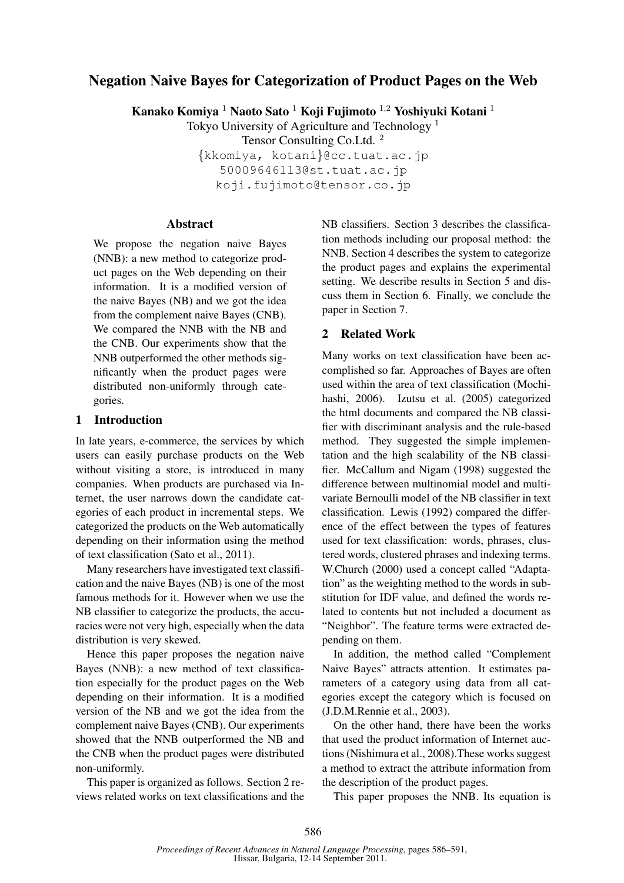# Negation Naive Bayes for Categorization of Product Pages on the Web

**Kanako Komiya** [1] **Naoto Sato** [1] **Koji Fujimoto** [1,2] **Yoshiyuki Kotani** [1]

Tokyo University of Agriculture and Technology [1]

Tensor Consulting Co.Ltd. [2]

{kkomiya, kotani}@cc.tuat.ac.jp

50009646113@st.tuat.ac.jp

koji.fujimoto@tensor.co.jp

## Abstract

We propose the negation naive Bayes (NNB): a new method to categorize product pages on the Web depending on their information. It is a modified version of the naive Bayes (NB) and we got the idea from the complement naive Bayes (CNB). We compared the NNB with the NB and the CNB. Our experiments show that the NNB outperformed the other methods significantly when the product pages were distributed non-uniformly through categories.

## 1 Introduction

In late years, e-commerce, the services by which users can easily purchase products on the Web without visiting a store, is introduced in many companies. When products are purchased via Internet, the user narrows down the candidate categories of each product in incremental steps. We categorized the products on the Web automatically depending on their information using the method of text classification (Sato et al., 2011).

Many researchers have investigated text classification and the naive Bayes (NB) is one of the most famous methods for it. However when we use the NB classifier to categorize the products, the accuracies were not very high, especially when the data distribution is very skewed.

Hence this paper proposes the negation naive Bayes (NNB): a new method of text classification especially for the product pages on the Web depending on their information. It is a modified version of the NB and we got the idea from the complement naive Bayes (CNB). Our experiments showed that the NNB outperformed the NB and the CNB when the product pages were distributed non-uniformly.

This paper is organized as follows. Section 2 reviews related works on text classifications and the NB classifiers. Section 3 describes the classification methods including our proposal method: the NNB. Section 4 describes the system to categorize the product pages and explains the experimental setting. We describe results in Section 5 and discuss them in Section 6. Finally, we conclude the paper in Section 7.

## 2 Related Work

Many works on text classification have been accomplished so far. Approaches of Bayes are often used within the area of text classification (Mochihashi, 2006). Izutsu et al. (2005) categorized the html documents and compared the NB classifier with discriminant analysis and the rule-based method. They suggested the simple implementation and the high scalability of the NB classifier. McCallum and Nigam (1998) suggested the difference between multinomial model and multivariate Bernoulli model of the NB classifier in text classification. Lewis (1992) compared the difference of the effect between the types of features used for text classification: words, phrases, clustered words, clustered phrases and indexing terms. W.Church (2000) used a concept called "Adaptation" as the weighting method to the words in substitution for IDF value, and defined the words related to contents but not included a document as "Neighbor". The feature terms were extracted depending on them.

In addition, the method called "Complement Naive Bayes" attracts attention. It estimates parameters of a category using data from all categories except the category which is focused on (J.D.M.Rennie et al., 2003).

On the other hand, there have been the works that used the product information of Internet auctions (Nishimura et al., 2008).These works suggest a method to extract the attribute information from the description of the product pages.

This paper proposes the NNB. Its equation is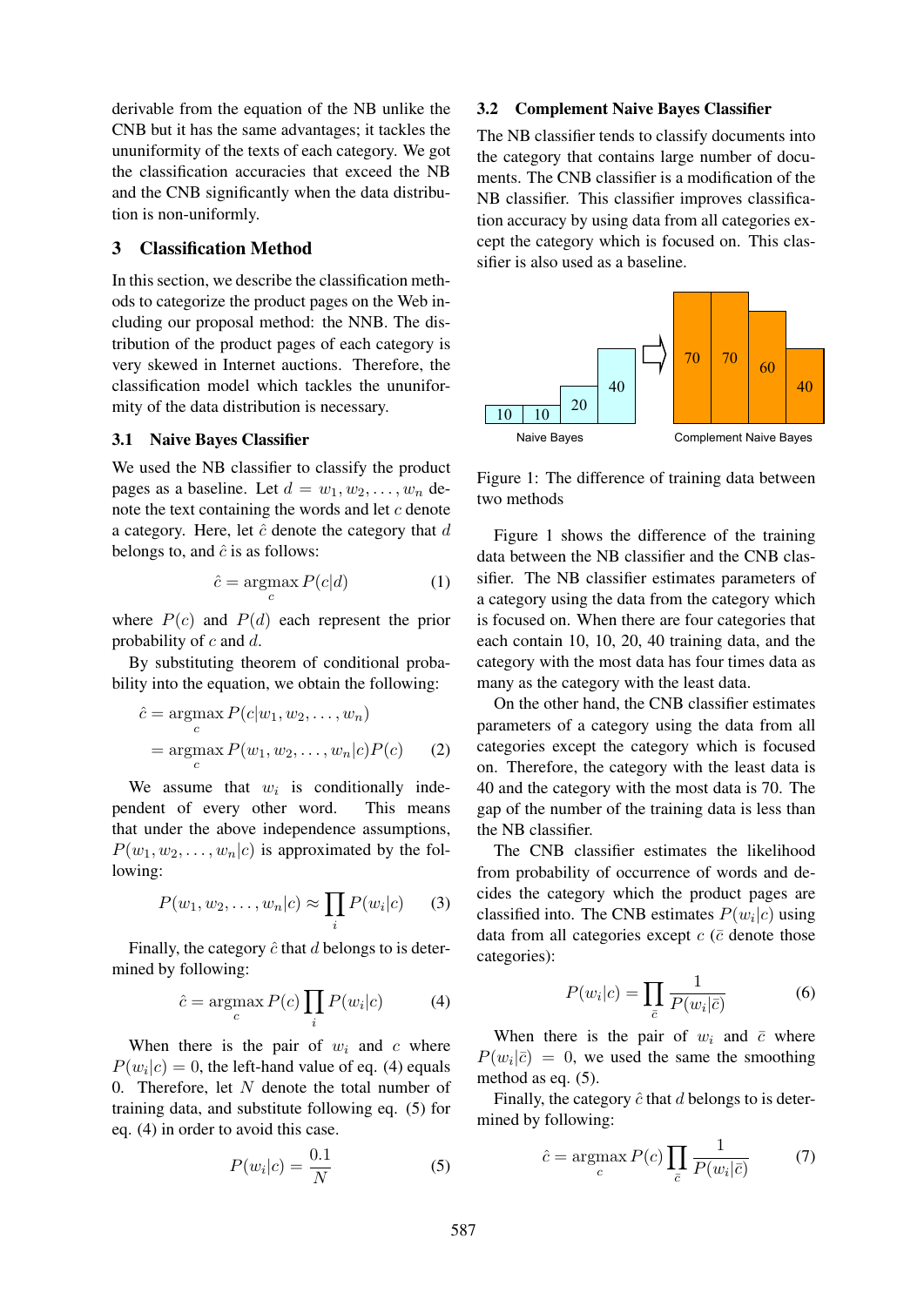derivable from the equation of the NB unlike the CNB but it has the same advantages; it tackles the ununiformity of the texts of each category. We got the classification accuracies that exceed the NB and the CNB significantly when the data distribution is non-uniformly.

## 3 Classification Method

In this section, we describe the classification methods to categorize the product pages on the Web including our proposal method: the NNB. The distribution of the product pages of each category is very skewed in Internet auctions. Therefore, the classification model which tackles the ununiformity of the data distribution is necessary.

### 3.1 Naive Bayes Classifier

We used the NB classifier to classify the product pages as a baseline. Let $d = w_1, w_2, \ldots, w_n$ denote the text containing the words and let $c$ denote a category. Here, let $\hat{c}$ denote the category that $d$ belongs to, and $\hat{c}$ is as follows:

$$\hat{c} = \operatorname*{argmax}_c P(c|d) \tag{1}$$

where $P(c)$ and $P(d)$ each represent the prior probability of $c$ and $d$.

By substituting theorem of conditional probability into the equation, we obtain the following:

$$\begin{aligned}\hat{c} &= \operatorname*{argmax}_c P(c|w_1, w_2, \ldots, w_n) \\ &= \operatorname*{argmax}_c P(w_1, w_2, \ldots, w_n|c)P(c)\end{aligned} \tag{2}$$

We assume that $w_i$ is conditionally independent of every other word. This means that under the above independence assumptions, $P(w_1, w_2, \ldots, w_n|c)$ is approximated by the following:

$$P(w_1, w_2, \ldots, w_n|c) \approx \prod_i P(w_i|c) \tag{3}$$

Finally, the category $\hat{c}$ that $d$ belongs to is determined by following:

$$\hat{c} = \operatorname*{argmax}_c P(c) \prod_i P(w_i|c) \tag{4}$$

When there is the pair of $w_i$ and $c$ where $P(w_i|c) = 0$, the left-hand value of eq. (4) equals 0. Therefore, let $N$ denote the total number of training data, and substitute following eq. (5) for eq. (4) in order to avoid this case.

$$P(w_i|c) = \frac{0.1}{N} \tag{5}$$

### 3.2 Complement Naive Bayes Classifier

The NB classifier tends to classify documents into the category that contains large number of documents. The CNB classifier is a modification of the NB classifier. This classifier improves classification accuracy by using data from all categories except the category which is focused on. This classifier is also used as a baseline.

10
10
20
40
Naive Bayes
70
70
60
40
Complement Naive Bayes

Figure 1: The difference of training data between two methods

Figure 1 shows the difference of the training data between the NB classifier and the CNB classifier. The NB classifier estimates parameters of a category using the data from the category which is focused on. When there are four categories that each contain 10, 10, 20, 40 training data, and the category with the most data has four times data as many as the category with the least data.

On the other hand, the CNB classifier estimates parameters of a category using the data from all categories except the category which is focused on. Therefore, the category with the least data is 40 and the category with the most data is 70. The gap of the number of the training data is less than the NB classifier.

The CNB classifier estimates the likelihood from probability of occurrence of words and decides the category which the product pages are classified into. The CNB estimates $P(w_i|c)$ using data from all categories except $c$ ($\bar{c}$ denote those categories):

$$P(w_i|c) = \prod_{\bar{c}} \frac{1}{P(w_i|\bar{c})} \tag{6}$$

When there is the pair of $w_i$ and $\bar{c}$ where $P(w_i|\bar{c}) = 0$, we used the same the smoothing method as eq. (5).

Finally, the category $\hat{c}$ that $d$ belongs to is determined by following:

$$\hat{c} = \operatorname*{argmax}_c P(c) \prod_{\bar{c}} \frac{1}{P(w_i|\bar{c})} \tag{7}$$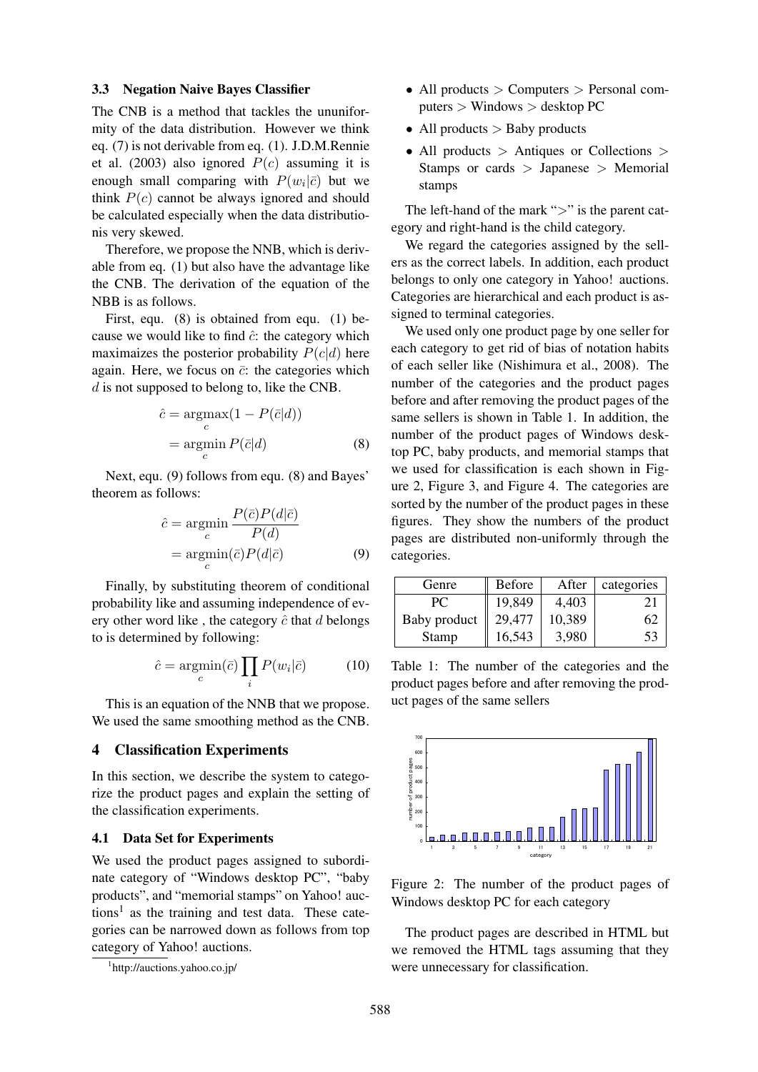### 3.3 Negation Naive Bayes Classifier

The CNB is a method that tackles the ununiformity of the data distribution. However we think eq. (7) is not derivable from eq. (1). J.D.M.Rennie et al. (2003) also ignored $P(c)$ assuming it is enough small comparing with $P(w_i|\bar{c})$ but we think $P(c)$ cannot be always ignored and should be calculated especially when the data distributionis very skewed.

Therefore, we propose the NNB, which is derivable from eq. (1) but also have the advantage like the CNB. The derivation of the equation of the NBB is as follows.

First, equ. (8) is obtained from equ. (1) because we would like to find $\hat{c}$: the category which maximaizes the posterior probability $P(c|d)$ here again. Here, we focus on $\bar{c}$: the categories which $d$ is not supposed to belong to, like the CNB.

$$\begin{aligned}\hat{c} &= \underset{c}{\operatorname{argmax}}(1 - P(\bar{c}|d)) \\ &= \underset{c}{\operatorname{argmin}}\, P(\bar{c}|d) \qquad (8)\end{aligned}$$

Next, equ. (9) follows from equ. (8) and Bayes' theorem as follows:

$$\begin{aligned}\hat{c} &= \underset{c}{\operatorname{argmin}} \frac{P(\bar{c})P(d|\bar{c})}{P(d)} \\ &= \underset{c}{\operatorname{argmin}}(\bar{c})P(d|\bar{c}) \qquad (9)\end{aligned}$$

Finally, by substituting theorem of conditional probability like and assuming independence of every other word like , the category $\hat{c}$ that $d$ belongs to is determined by following:

$$\hat{c} = \underset{c}{\operatorname{argmin}}(\bar{c}) \prod_i P(w_i|\bar{c}) \qquad (10)$$

This is an equation of the NNB that we propose. We used the same smoothing method as the CNB.

## 4 Classification Experiments

In this section, we describe the system to categorize the product pages and explain the setting of the classification experiments.

### 4.1 Data Set for Experiments

We used the product pages assigned to subordinate category of "Windows desktop PC", "baby products", and "memorial stamps" on Yahoo! auctions[1] as the training and test data. These categories can be narrowed down as follows from top category of Yahoo! auctions.

- All products > Computers > Personal computers > Windows > desktop PC
- All products > Baby products
- All products > Antiques or Collections > Stamps or cards > Japanese > Memorial stamps

The left-hand of the mark ">" is the parent category and right-hand is the child category.

We regard the categories assigned by the sellers as the correct labels. In addition, each product belongs to only one category in Yahoo! auctions. Categories are hierarchical and each product is assigned to terminal categories.

We used only one product page by one seller for each category to get rid of bias of notation habits of each seller like (Nishimura et al., 2008). The number of the categories and the product pages before and after removing the product pages of the same sellers is shown in Table 1. In addition, the number of the product pages of Windows desktop PC, baby products, and memorial stamps that we used for classification is each shown in Figure 2, Figure 3, and Figure 4. The categories are sorted by the number of the product pages in these figures. They show the numbers of the product pages are distributed non-uniformly through the categories.

| Genre | Before | After | categories |
|---|---|---|---|
| PC | 19,849 | 4,403 | 21 |
| Baby product | 29,477 | 10,389 | 62 |
| Stamp | 16,543 | 3,980 | 53 |

Table 1: The number of the categories and the product pages before and after removing the product pages of the same sellers

number of product pages
700
600
500
400
300
200
100
0
1 3 5 7 9 11 13 15 17 19 21
category

Figure 2: The number of the product pages of Windows desktop PC for each category

The product pages are described in HTML but we removed the HTML tags assuming that they were unnecessary for classification.

[1] http://auctions.yahoo.co.jp/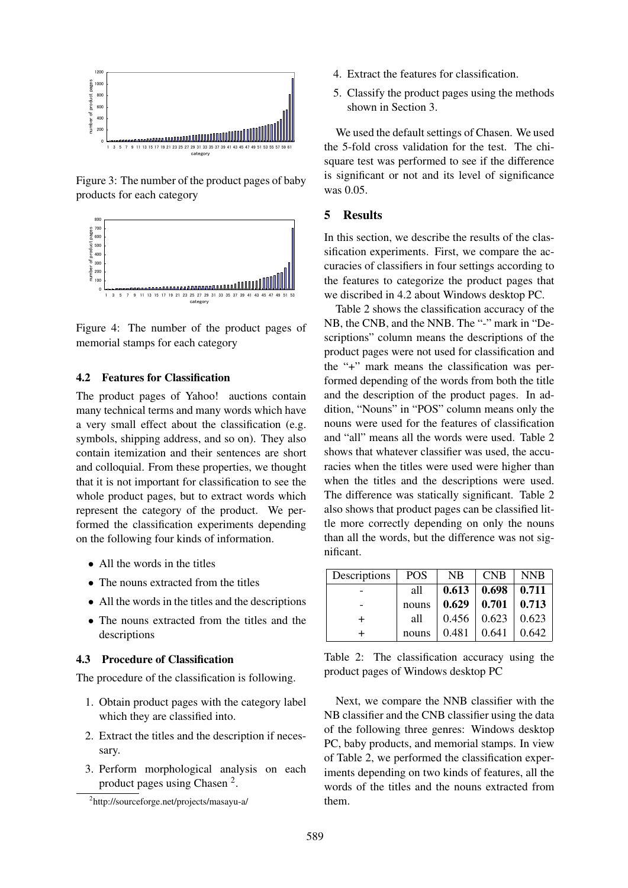1200
1000
800
600
400
200
0
number of product pages
1 3 5 7 9 11 13 15 17 19 21 23 25 27 29 31 33 35 37 39 41 43 45 47 49 51 53 55 57 59 61
category

Figure 3: The number of the product pages of baby products for each category

800
700
600
500
400
300
200
100
0
number of product pages
1 3 5 7 9 11 13 15 17 19 21 23 25 27 29 31 33 35 37 39 41 43 45 47 49 51 53
category

Figure 4: The number of the product pages of memorial stamps for each category

### 4.2 Features for Classification

The product pages of Yahoo! auctions contain many technical terms and many words which have a very small effect about the classification (e.g. symbols, shipping address, and so on). They also contain itemization and their sentences are short and colloquial. From these properties, we thought that it is not important for classification to see the whole product pages, but to extract words which represent the category of the product. We performed the classification experiments depending on the following four kinds of information.

- All the words in the titles
- The nouns extracted from the titles
- All the words in the titles and the descriptions
- The nouns extracted from the titles and the descriptions

### 4.3 Procedure of Classification

The procedure of the classification is following.

1. Obtain product pages with the category label which they are classified into.
2. Extract the titles and the description if necessary.
3. Perform morphological analysis on each product pages using Chasen [2].
4. Extract the features for classification.
5. Classify the product pages using the methods shown in Section 3.

We used the default settings of Chasen. We used the 5-fold cross validation for the test. The chi-square test was performed to see if the difference is significant or not and its level of significance was 0.05.

## 5 Results

In this section, we describe the results of the classification experiments. First, we compare the accuracies of classifiers in four settings according to the features to categorize the product pages that we discribed in 4.2 about Windows desktop PC.

Table 2 shows the classification accuracy of the NB, the CNB, and the NNB. The "-" mark in "Descriptions" column means the descriptions of the product pages were not used for classification and the "+" mark means the classification was performed depending of the words from both the title and the description of the product pages. In addition, "Nouns" in "POS" column means only the nouns were used for the features of classification and "all" means all the words were used. Table 2 shows that whatever classifier was used, the accuracies when the titles were used were higher than when the titles and the descriptions were used. The difference was statically significant. Table 2 also shows that product pages can be classified little more correctly depending on only the nouns than all the words, but the difference was not significant.

| Descriptions | POS | NB | CNB | NNB |
|---|---|---|---|---|
| - | all | **0.613** | **0.698** | **0.711** |
| - | nouns | **0.629** | **0.701** | **0.713** |
| + | all | 0.456 | 0.623 | 0.623 |
| + | nouns | 0.481 | 0.641 | 0.642 |

Table 2: The classification accuracy using the product pages of Windows desktop PC

Next, we compare the NNB classifier with the NB classifier and the CNB classifier using the data of the following three genres: Windows desktop PC, baby products, and memorial stamps. In view of Table 2, we performed the classification experiments depending on two kinds of features, all the words of the titles and the nouns extracted from them.

[2] http://sourceforge.net/projects/masayu-a/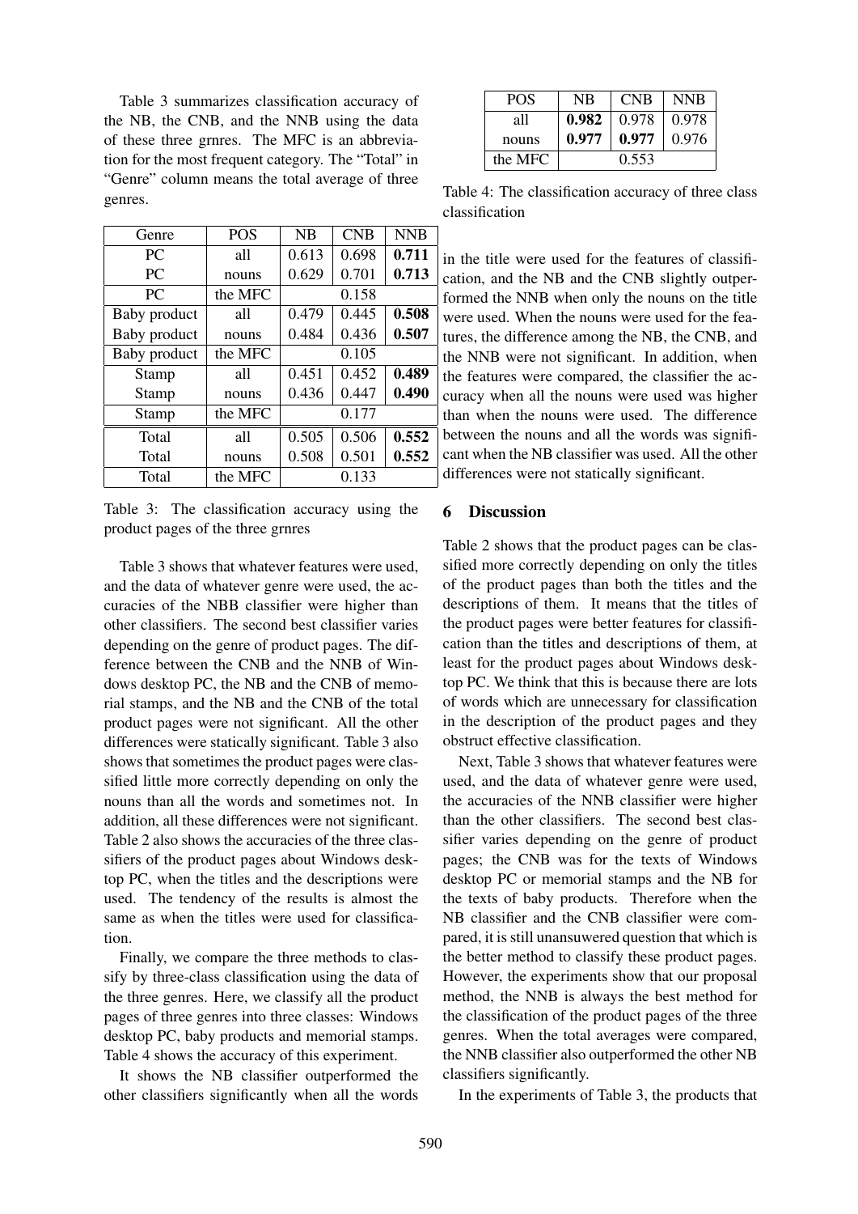Table 3 summarizes classification accuracy of the NB, the CNB, and the NNB using the data of these three grnres. The MFC is an abbreviation for the most frequent category. The "Total" in "Genre" column means the total average of three genres.

| Genre | POS | NB | CNB | NNB |
|---|---|---|---|---|
| PC | all | 0.613 | 0.698 | **0.711** |
| PC | nouns | 0.629 | 0.701 | **0.713** |
| PC | the MFC | | 0.158 | |
| Baby product | all | 0.479 | 0.445 | **0.508** |
| Baby product | nouns | 0.484 | 0.436 | **0.507** |
| Baby product | the MFC | | 0.105 | |
| Stamp | all | 0.451 | 0.452 | **0.489** |
| Stamp | nouns | 0.436 | 0.447 | **0.490** |
| Stamp | the MFC | | 0.177 | |
| Total | all | 0.505 | 0.506 | **0.552** |
| Total | nouns | 0.508 | 0.501 | **0.552** |
| Total | the MFC | | 0.133 | |

Table 3: The classification accuracy using the product pages of the three grnres

Table 3 shows that whatever features were used, and the data of whatever genre were used, the accuracies of the NBB classifier were higher than other classifiers. The second best classifier varies depending on the genre of product pages. The difference between the CNB and the NNB of Windows desktop PC, the NB and the CNB of memorial stamps, and the NB and the CNB of the total product pages were not significant. All the other differences were statically significant. Table 3 also shows that sometimes the product pages were classified little more correctly depending on only the nouns than all the words and sometimes not. In addition, all these differences were not significant. Table 2 also shows the accuracies of the three classifiers of the product pages about Windows desktop PC, when the titles and the descriptions were used. The tendency of the results is almost the same as when the titles were used for classification.

Finally, we compare the three methods to classify by three-class classification using the data of the three genres. Here, we classify all the product pages of three genres into three classes: Windows desktop PC, baby products and memorial stamps. Table 4 shows the accuracy of this experiment.

It shows the NB classifier outperformed the other classifiers significantly when all the words in the title were used for the features of classification, and the NB and the CNB slightly outperformed the NNB when only the nouns on the title were used. When the nouns were used for the features, the difference among the NB, the CNB, and the NNB were not significant. In addition, when the features were compared, the classifier the accuracy when all the nouns were used was higher than when the nouns were used. The difference between the nouns and all the words was significant when the NB classifier was used. All the other differences were not statically significant.

| POS | NB | CNB | NNB |
|---|---|---|---|
| all | **0.982** | 0.978 | 0.978 |
| nouns | **0.977** | **0.977** | 0.976 |
| the MFC | | 0.553 | |

Table 4: The classification accuracy of three class classification

## 6 Discussion

Table 2 shows that the product pages can be classified more correctly depending on only the titles of the product pages than both the titles and the descriptions of them. It means that the titles of the product pages were better features for classification than the titles and descriptions of them, at least for the product pages about Windows desktop PC. We think that this is because there are lots of words which are unnecessary for classification in the description of the product pages and they obstruct effective classification.

Next, Table 3 shows that whatever features were used, and the data of whatever genre were used, the accuracies of the NNB classifier were higher than the other classifiers. The second best classifier varies depending on the genre of product pages; the CNB was for the texts of Windows desktop PC or memorial stamps and the NB for the texts of baby products. Therefore when the NB classifier and the CNB classifier were compared, it is still unansuwered question that which is the better method to classify these product pages. However, the experiments show that our proposal method, the NNB is always the best method for the classification of the product pages of the three genres. When the total averages were compared, the NNB classifier also outperformed the other NB classifiers significantly.

In the experiments of Table 3, the products that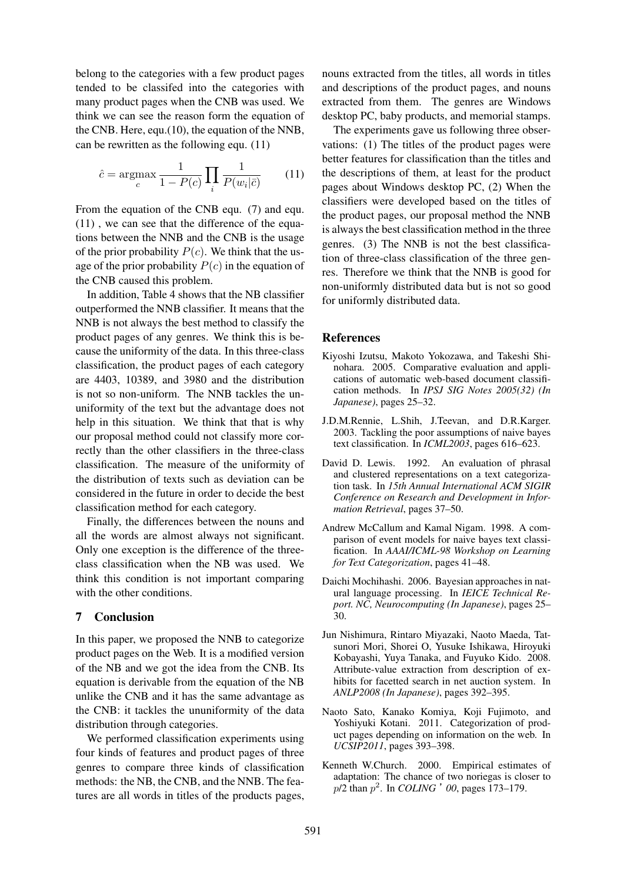belong to the categories with a few product pages tended to be classifed into the categories with many product pages when the CNB was used. We think we can see the reason form the equation of the CNB. Here, equ.(10), the equation of the NNB, can be rewritten as the following equ. (11)

$$\hat{c} = \underset{c}{\operatorname{argmax}} \frac{1}{1 - P(c)} \prod_{i} \frac{1}{P(w_i|\bar{c})} \tag{11}$$

From the equation of the CNB equ. (7) and equ. (11) , we can see that the difference of the equations between the NNB and the CNB is the usage of the prior probability $P(c)$. We think that the usage of the prior probability $P(c)$ in the equation of the CNB caused this problem.

In addition, Table 4 shows that the NB classifier outperformed the NNB classifier. It means that the NNB is not always the best method to classify the product pages of any genres. We think this is because the uniformity of the data. In this three-class classification, the product pages of each category are 4403, 10389, and 3980 and the distribution is not so non-uniform. The NNB tackles the ununiformity of the text but the advantage does not help in this situation. We think that that is why our proposal method could not classify more correctly than the other classifiers in the three-class classification. The measure of the uniformity of the distribution of texts such as deviation can be considered in the future in order to decide the best classification method for each category.

Finally, the differences between the nouns and all the words are almost always not significant. Only one exception is the difference of the three-class classification when the NB was used. We think this condition is not important comparing with the other conditions.

## 7 Conclusion

In this paper, we proposed the NNB to categorize product pages on the Web. It is a modified version of the NB and we got the idea from the CNB. Its equation is derivable from the equation of the NB unlike the CNB and it has the same advantage as the CNB: it tackles the ununiformity of the data distribution through categories.

We performed classification experiments using four kinds of features and product pages of three genres to compare three kinds of classification methods: the NB, the CNB, and the NNB. The features are all words in titles of the products pages, nouns extracted from the titles, all words in titles and descriptions of the product pages, and nouns extracted from them. The genres are Windows desktop PC, baby products, and memorial stamps.

The experiments gave us following three observations: (1) The titles of the product pages were better features for classification than the titles and the descriptions of them, at least for the product pages about Windows desktop PC, (2) When the classifiers were developed based on the titles of the product pages, our proposal method the NNB is always the best classification method in the three genres. (3) The NNB is not the best classification of three-class classification of the three genres. Therefore we think that the NNB is good for non-uniformly distributed data but is not so good for uniformly distributed data.

## References

Kiyoshi Izutsu, Makoto Yokozawa, and Takeshi Shinohara. 2005. Comparative evaluation and applications of automatic web-based document classification methods. In *IPSJ SIG Notes 2005(32) (In Japanese)*, pages 25–32.

J.D.M.Rennie, L.Shih, J.Teevan, and D.R.Karger. 2003. Tackling the poor assumptions of naive bayes text classification. In *ICML2003*, pages 616–623.

David D. Lewis. 1992. An evaluation of phrasal and clustered representations on a text categorization task. In *15th Annual International ACM SIGIR Conference on Research and Development in Information Retrieval*, pages 37–50.

Andrew McCallum and Kamal Nigam. 1998. A comparison of event models for naive bayes text classification. In *AAAI/ICML-98 Workshop on Learning for Text Categorization*, pages 41–48.

Daichi Mochihashi. 2006. Bayesian approaches in natural language processing. In *IEICE Technical Report. NC, Neurocomputing (In Japanese)*, pages 25–30.

Jun Nishimura, Rintaro Miyazaki, Naoto Maeda, Tatsunori Mori, Shorei O, Yusuke Ishikawa, Hiroyuki Kobayashi, Yuya Tanaka, and Fuyuko Kido. 2008. Attribute-value extraction from description of exhibits for facetted search in net auction system. In *ANLP2008 (In Japanese)*, pages 392–395.

Naoto Sato, Kanako Komiya, Koji Fujimoto, and Yoshiyuki Kotani. 2011. Categorization of product pages depending on information on the web. In *UCSIP2011*, pages 393–398.

Kenneth W.Church. 2000. Empirical estimates of adaptation: The chance of two noriegas is closer to $p/2$ than $p^2$. In *COLING ' 00*, pages 173–179.